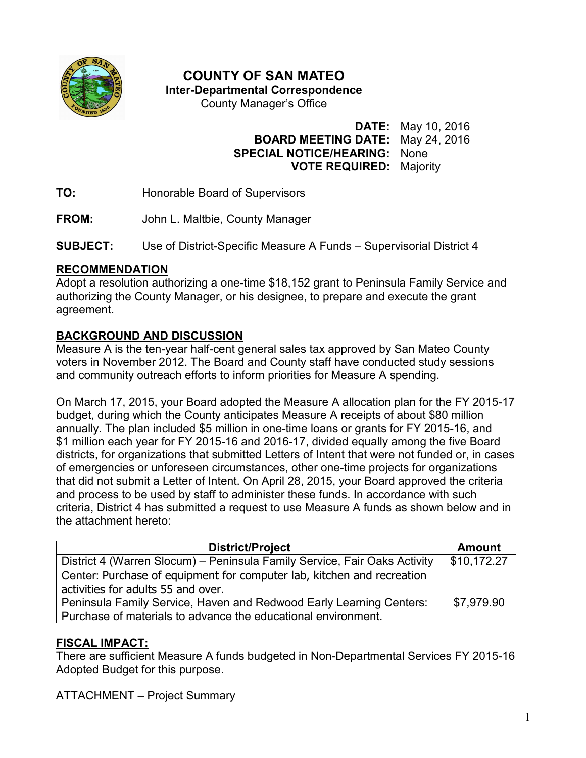# COUNTY OF SAN MATEO

**Inter-Departmental Correspondence**

County Manager's Office

**DATE:** May 10, 2016
**BOARD MEETING DATE:** May 24, 2016
**SPECIAL NOTICE/HEARING:** None
**VOTE REQUIRED:** Majority

**TO:** Honorable Board of Supervisors

**FROM:** John L. Maltbie, County Manager

**SUBJECT:** Use of District-Specific Measure A Funds – Supervisorial District 4

## RECOMMENDATION

Adopt a resolution authorizing a one-time $18,152 grant to Peninsula Family Service and authorizing the County Manager, or his designee, to prepare and execute the grant agreement.

## BACKGROUND AND DISCUSSION

Measure A is the ten-year half-cent general sales tax approved by San Mateo County voters in November 2012. The Board and County staff have conducted study sessions and community outreach efforts to inform priorities for Measure A spending.

On March 17, 2015, your Board adopted the Measure A allocation plan for the FY 2015-17 budget, during which the County anticipates Measure A receipts of about $80 million annually. The plan included $5 million in one-time loans or grants for FY 2015-16, and $1 million each year for FY 2015-16 and 2016-17, divided equally among the five Board districts, for organizations that submitted Letters of Intent that were not funded or, in cases of emergencies or unforeseen circumstances, other one-time projects for organizations that did not submit a Letter of Intent. On April 28, 2015, your Board approved the criteria and process to be used by staff to administer these funds. In accordance with such criteria, District 4 has submitted a request to use Measure A funds as shown below and in the attachment hereto:

| District/Project | Amount |
|---|---|
| District 4 (Warren Slocum) – Peninsula Family Service, Fair Oaks Activity Center: Purchase of equipment for computer lab, kitchen and recreation activities for adults 55 and over. | $10,172.27 |
| Peninsula Family Service, Haven and Redwood Early Learning Centers: Purchase of materials to advance the educational environment. | $7,979.90 |

## FISCAL IMPACT:

There are sufficient Measure A funds budgeted in Non-Departmental Services FY 2015-16 Adopted Budget for this purpose.

ATTACHMENT – Project Summary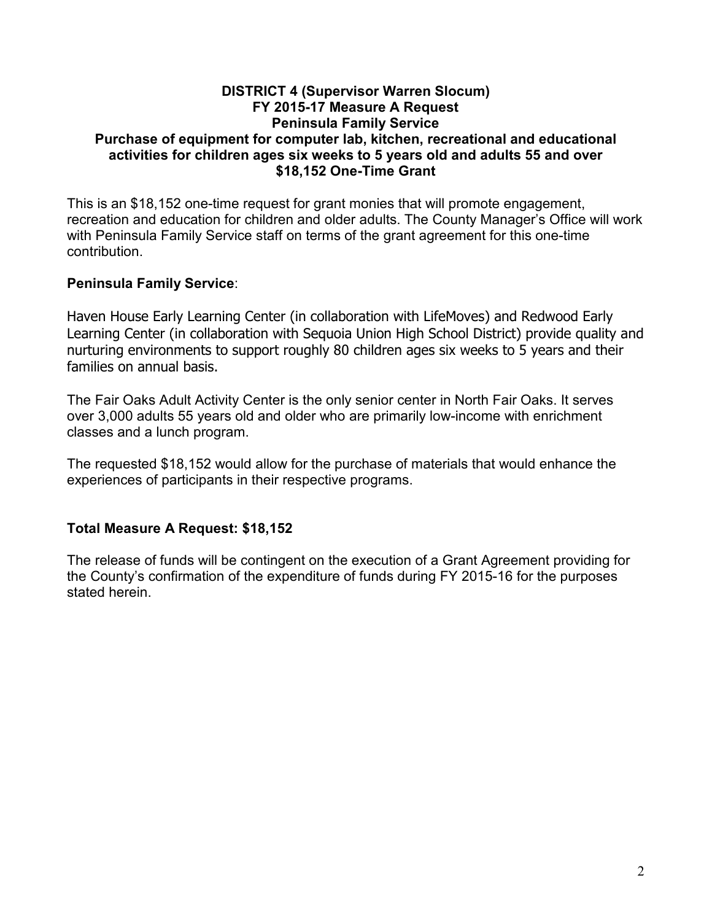**DISTRICT 4 (Supervisor Warren Slocum)**
**FY 2015-17 Measure A Request**
**Peninsula Family Service**
**Purchase of equipment for computer lab, kitchen, recreational and educational activities for children ages six weeks to 5 years old and adults 55 and over**
**$18,152 One-Time Grant**

This is an $18,152 one-time request for grant monies that will promote engagement, recreation and education for children and older adults. The County Manager's Office will work with Peninsula Family Service staff on terms of the grant agreement for this one-time contribution.

**Peninsula Family Service**:

Haven House Early Learning Center (in collaboration with LifeMoves) and Redwood Early Learning Center (in collaboration with Sequoia Union High School District) provide quality and nurturing environments to support roughly 80 children ages six weeks to 5 years and their families on annual basis.

The Fair Oaks Adult Activity Center is the only senior center in North Fair Oaks. It serves over 3,000 adults 55 years old and older who are primarily low-income with enrichment classes and a lunch program.

The requested $18,152 would allow for the purchase of materials that would enhance the experiences of participants in their respective programs.

**Total Measure A Request: $18,152**

The release of funds will be contingent on the execution of a Grant Agreement providing for the County's confirmation of the expenditure of funds during FY 2015-16 for the purposes stated herein.